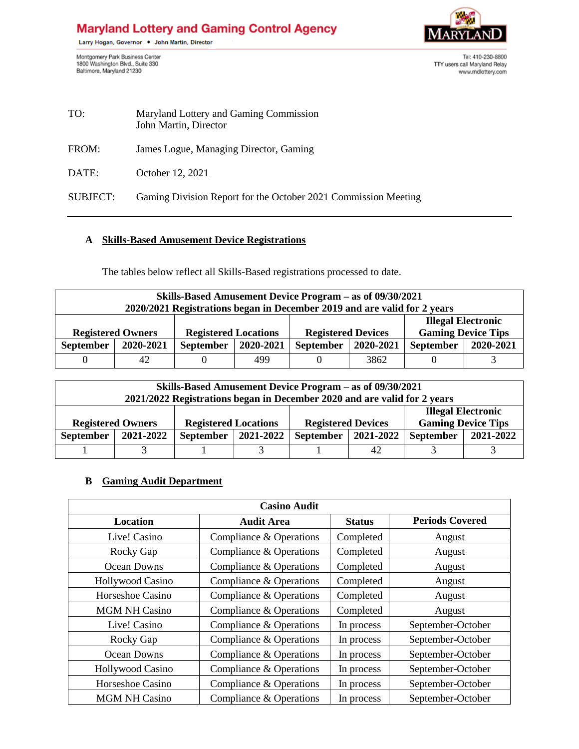# Maryland Lottery and Gaming Control Agency

Larry Hogan, Governor • John Martin, Director

Montgomery Park Business Center
1800 Washington Blvd., Suite 330
Baltimore, Maryland 21230

Tel: 410-230-8800
TTY users call Maryland Relay
www.mdlottery.com

TO: Maryland Lottery and Gaming Commission
John Martin, Director

FROM: James Logue, Managing Director, Gaming

DATE: October 12, 2021

SUBJECT: Gaming Division Report for the October 2021 Commission Meeting

---

## A Skills-Based Amusement Device Registrations

The tables below reflect all Skills-Based registrations processed to date.

| Skills-Based Amusement Device Program – as of 09/30/2021 2020/2021 Registrations began in December 2019 and are valid for 2 years | | | | | | | |
|---|---|---|---|---|---|---|---|
| Registered Owners | | Registered Locations | | Registered Devices | | Illegal Electronic Gaming Device Tips | |
| September | 2020-2021 | September | 2020-2021 | September | 2020-2021 | September | 2020-2021 |
| 0 | 42 | 0 | 499 | 0 | 3862 | 0 | 3 |

| Skills-Based Amusement Device Program – as of 09/30/2021 2021/2022 Registrations began in December 2020 and are valid for 2 years | | | | | | | |
|---|---|---|---|---|---|---|---|
| Registered Owners | | Registered Locations | | Registered Devices | | Illegal Electronic Gaming Device Tips | |
| September | 2021-2022 | September | 2021-2022 | September | 2021-2022 | September | 2021-2022 |
| 1 | 3 | 1 | 3 | 1 | 42 | 3 | 3 |

## B Gaming Audit Department

| Casino Audit | | | |
|---|---|---|---|
| Location | Audit Area | Status | Periods Covered |
| Live! Casino | Compliance & Operations | Completed | August |
| Rocky Gap | Compliance & Operations | Completed | August |
| Ocean Downs | Compliance & Operations | Completed | August |
| Hollywood Casino | Compliance & Operations | Completed | August |
| Horseshoe Casino | Compliance & Operations | Completed | August |
| MGM NH Casino | Compliance & Operations | Completed | August |
| Live! Casino | Compliance & Operations | In process | September-October |
| Rocky Gap | Compliance & Operations | In process | September-October |
| Ocean Downs | Compliance & Operations | In process | September-October |
| Hollywood Casino | Compliance & Operations | In process | September-October |
| Horseshoe Casino | Compliance & Operations | In process | September-October |
| MGM NH Casino | Compliance & Operations | In process | September-October |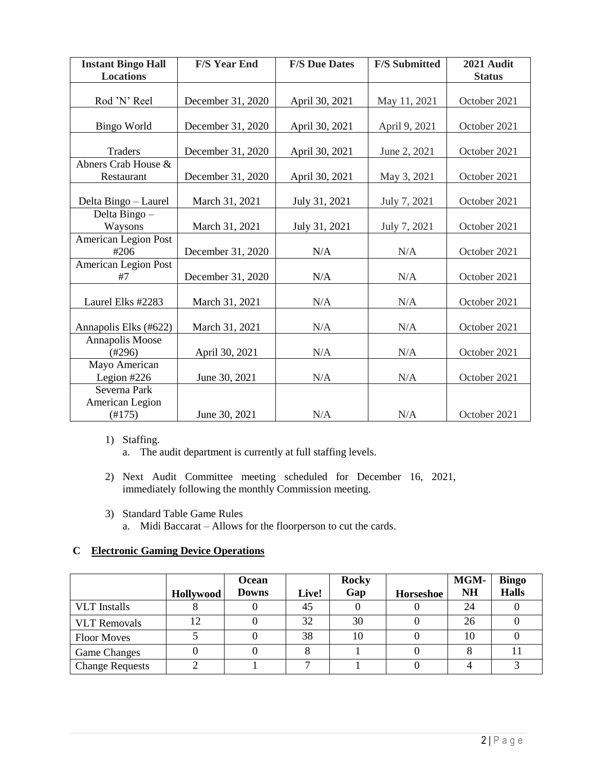| Instant Bingo Hall Locations | F/S Year End | F/S Due Dates | F/S Submitted | 2021 Audit Status |
| --- | --- | --- | --- | --- |
| Rod 'N' Reel | December 31, 2020 | April 30, 2021 | May 11, 2021 | October 2021 |
| Bingo World | December 31, 2020 | April 30, 2021 | April 9, 2021 | October 2021 |
| Traders | December 31, 2020 | April 30, 2021 | June 2, 2021 | October 2021 |
| Abners Crab House & Restaurant | December 31, 2020 | April 30, 2021 | May 3, 2021 | October 2021 |
| Delta Bingo – Laurel | March 31, 2021 | July 31, 2021 | July 7, 2021 | October 2021 |
| Delta Bingo – Waysons | March 31, 2021 | July 31, 2021 | July 7, 2021 | October 2021 |
| American Legion Post #206 | December 31, 2020 | N/A | N/A | October 2021 |
| American Legion Post #7 | December 31, 2020 | N/A | N/A | October 2021 |
| Laurel Elks #2283 | March 31, 2021 | N/A | N/A | October 2021 |
| Annapolis Elks (#622) | March 31, 2021 | N/A | N/A | October 2021 |
| Annapolis Moose (#296) | April 30, 2021 | N/A | N/A | October 2021 |
| Mayo American Legion #226 | June 30, 2021 | N/A | N/A | October 2021 |
| Severna Park American Legion (#175) | June 30, 2021 | N/A | N/A | October 2021 |

1) Staffing.
   a. The audit department is currently at full staffing levels.

2) Next Audit Committee meeting scheduled for December 16, 2021, immediately following the monthly Commission meeting.

3) Standard Table Game Rules
   a. Midi Baccarat – Allows for the floorperson to cut the cards.

## C Electronic Gaming Device Operations

| | Hollywood | Ocean Downs | Live! | Rocky Gap | Horseshoe | MGM-NH | Bingo Halls |
| --- | --- | --- | --- | --- | --- | --- | --- |
| VLT Installs | 8 | 0 | 45 | 0 | 0 | 24 | 0 |
| VLT Removals | 12 | 0 | 32 | 30 | 0 | 26 | 0 |
| Floor Moves | 5 | 0 | 38 | 10 | 0 | 10 | 0 |
| Game Changes | 0 | 0 | 8 | 1 | 0 | 8 | 11 |
| Change Requests | 2 | 1 | 7 | 1 | 0 | 4 | 3 |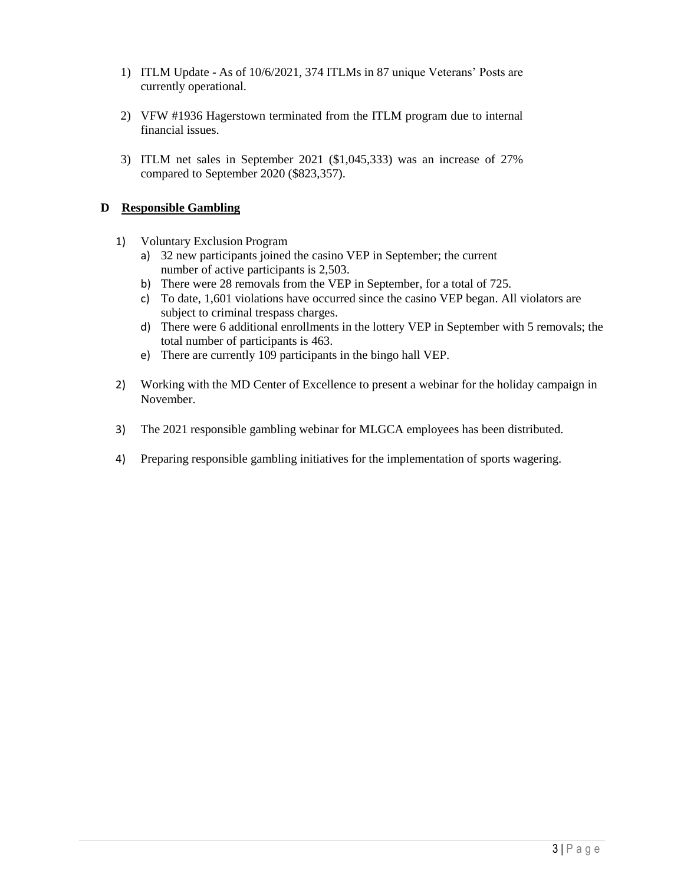1) ITLM Update - As of 10/6/2021, 374 ITLMs in 87 unique Veterans' Posts are currently operational.

2) VFW #1936 Hagerstown terminated from the ITLM program due to internal financial issues.

3) ITLM net sales in September 2021 ($1,045,333) was an increase of 27% compared to September 2020 ($823,357).

**D** <u>**Responsible Gambling**</u>

1) Voluntary Exclusion Program
   a) 32 new participants joined the casino VEP in September; the current number of active participants is 2,503.
   b) There were 28 removals from the VEP in September, for a total of 725.
   c) To date, 1,601 violations have occurred since the casino VEP began. All violators are subject to criminal trespass charges.
   d) There were 6 additional enrollments in the lottery VEP in September with 5 removals; the total number of participants is 463.
   e) There are currently 109 participants in the bingo hall VEP.

2) Working with the MD Center of Excellence to present a webinar for the holiday campaign in November.

3) The 2021 responsible gambling webinar for MLGCA employees has been distributed.

4) Preparing responsible gambling initiatives for the implementation of sports wagering.